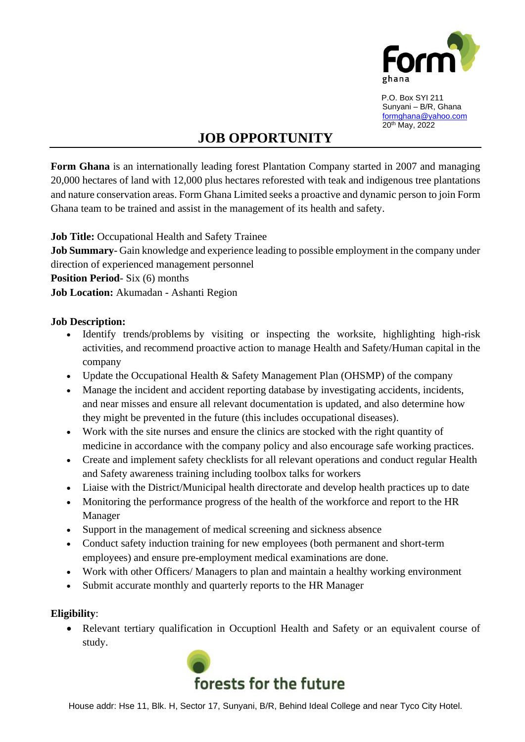Form ghana

P.O. Box SYI 211
Sunyani – B/R, Ghana
formghana@yahoo.com
20th May, 2022

# JOB OPPORTUNITY

**Form Ghana** is an internationally leading forest Plantation Company started in 2007 and managing 20,000 hectares of land with 12,000 plus hectares reforested with teak and indigenous tree plantations and nature conservation areas. Form Ghana Limited seeks a proactive and dynamic person to join Form Ghana team to be trained and assist in the management of its health and safety.

**Job Title:** Occupational Health and Safety Trainee
**Job Summary**- Gain knowledge and experience leading to possible employment in the company under direction of experienced management personnel
**Position Period**- Six (6) months
**Job Location:** Akumadan - Ashanti Region

**Job Description:**

- Identify trends/problems by visiting or inspecting the worksite, highlighting high-risk activities, and recommend proactive action to manage Health and Safety/Human capital in the company
- Update the Occupational Health & Safety Management Plan (OHSMP) of the company
- Manage the incident and accident reporting database by investigating accidents, incidents, and near misses and ensure all relevant documentation is updated, and also determine how they might be prevented in the future (this includes occupational diseases).
- Work with the site nurses and ensure the clinics are stocked with the right quantity of medicine in accordance with the company policy and also encourage safe working practices.
- Create and implement safety checklists for all relevant operations and conduct regular Health and Safety awareness training including toolbox talks for workers
- Liaise with the District/Municipal health directorate and develop health practices up to date
- Monitoring the performance progress of the health of the workforce and report to the HR Manager
- Support in the management of medical screening and sickness absence
- Conduct safety induction training for new employees (both permanent and short-term employees) and ensure pre-employment medical examinations are done.
- Work with other Officers/ Managers to plan and maintain a healthy working environment
- Submit accurate monthly and quarterly reports to the HR Manager

**Eligibility**:

- Relevant tertiary qualification in Occuptionl Health and Safety or an equivalent course of study.

forests for the future

House addr: Hse 11, Blk. H, Sector 17, Sunyani, B/R, Behind Ideal College and near Tyco City Hotel.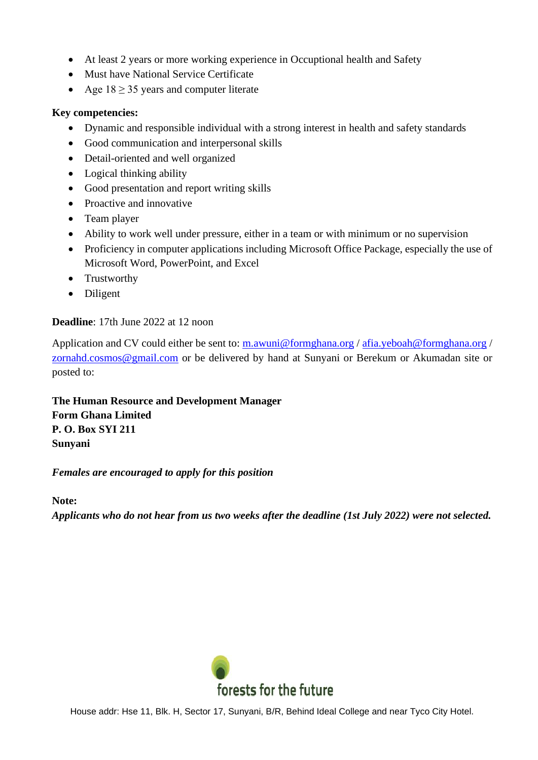- At least 2 years or more working experience in Occuptional health and Safety
- Must have National Service Certificate
- Age 18 $\geq$ 35 years and computer literate

**Key competencies:**

- Dynamic and responsible individual with a strong interest in health and safety standards
- Good communication and interpersonal skills
- Detail-oriented and well organized
- Logical thinking ability
- Good presentation and report writing skills
- Proactive and innovative
- Team player
- Ability to work well under pressure, either in a team or with minimum or no supervision
- Proficiency in computer applications including Microsoft Office Package, especially the use of Microsoft Word, PowerPoint, and Excel
- Trustworthy
- Diligent

**Deadline**: 17th June 2022 at 12 noon

Application and CV could either be sent to: m.awuni@formghana.org / afia.yeboah@formghana.org / zornahd.cosmos@gmail.com or be delivered by hand at Sunyani or Berekum or Akumadan site or posted to:

**The Human Resource and Development Manager**
**Form Ghana Limited**
**P. O. Box SYI 211**
**Sunyani**

***Females are encouraged to apply for this position***

**Note:**
***Applicants who do not hear from us two weeks after the deadline (1st July 2022) were not selected.***

forests for the future

House addr: Hse 11, Blk. H, Sector 17, Sunyani, B/R, Behind Ideal College and near Tyco City Hotel.